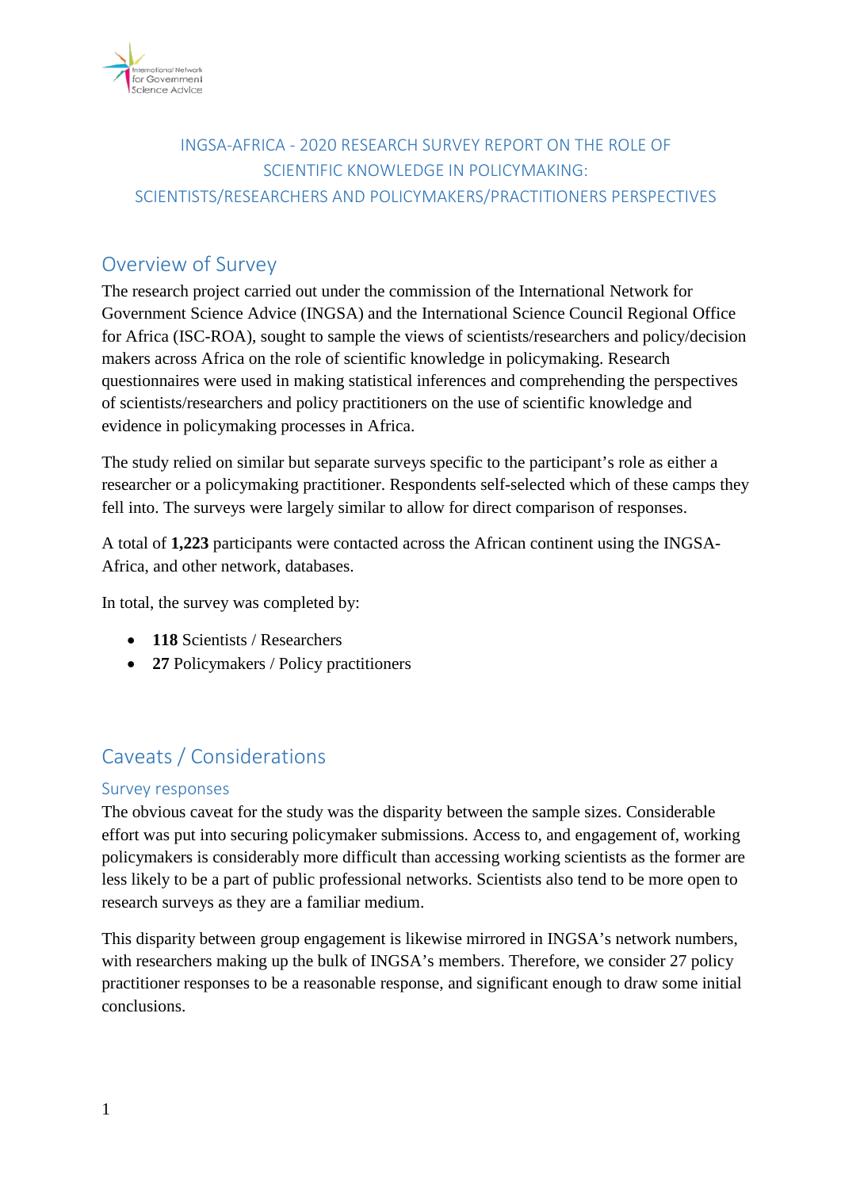# INGSA-AFRICA - 2020 RESEARCH SURVEY REPORT ON THE ROLE OF SCIENTIFIC KNOWLEDGE IN POLICYMAKING: SCIENTISTS/RESEARCHERS AND POLICYMAKERS/PRACTITIONERS PERSPECTIVES

## Overview of Survey

The research project carried out under the commission of the International Network for Government Science Advice (INGSA) and the International Science Council Regional Office for Africa (ISC-ROA), sought to sample the views of scientists/researchers and policy/decision makers across Africa on the role of scientific knowledge in policymaking. Research questionnaires were used in making statistical inferences and comprehending the perspectives of scientists/researchers and policy practitioners on the use of scientific knowledge and evidence in policymaking processes in Africa.

The study relied on similar but separate surveys specific to the participant's role as either a researcher or a policymaking practitioner. Respondents self-selected which of these camps they fell into. The surveys were largely similar to allow for direct comparison of responses.

A total of **1,223** participants were contacted across the African continent using the INGSA-Africa, and other network, databases.

In total, the survey was completed by:

- **118** Scientists / Researchers
- **27** Policymakers / Policy practitioners

## Caveats / Considerations

### Survey responses

The obvious caveat for the study was the disparity between the sample sizes. Considerable effort was put into securing policymaker submissions. Access to, and engagement of, working policymakers is considerably more difficult than accessing working scientists as the former are less likely to be a part of public professional networks. Scientists also tend to be more open to research surveys as they are a familiar medium.

This disparity between group engagement is likewise mirrored in INGSA's network numbers, with researchers making up the bulk of INGSA's members. Therefore, we consider 27 policy practitioner responses to be a reasonable response, and significant enough to draw some initial conclusions.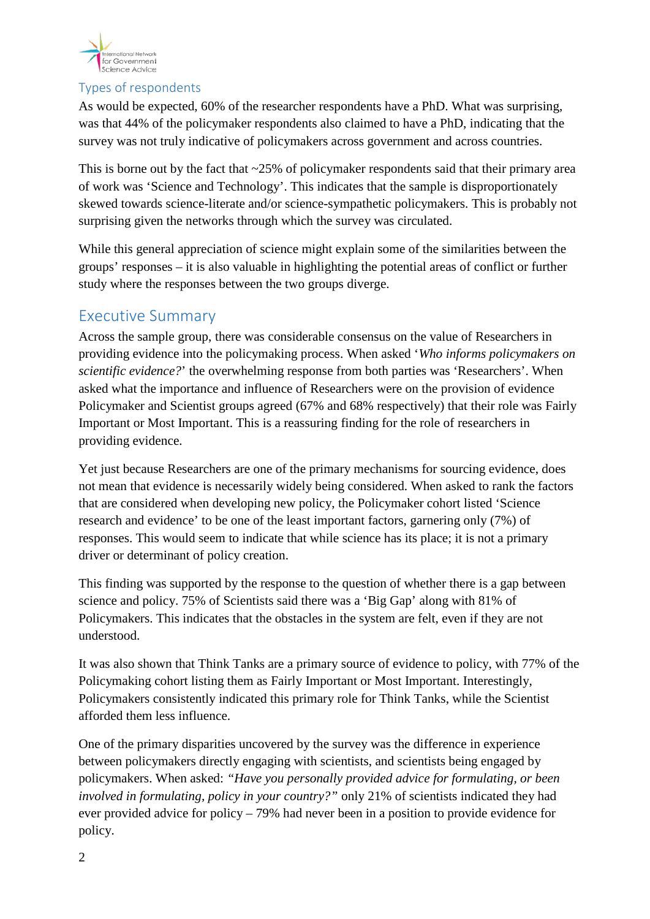### Types of respondents

As would be expected, 60% of the researcher respondents have a PhD. What was surprising, was that 44% of the policymaker respondents also claimed to have a PhD, indicating that the survey was not truly indicative of policymakers across government and across countries.

This is borne out by the fact that ~25% of policymaker respondents said that their primary area of work was 'Science and Technology'. This indicates that the sample is disproportionately skewed towards science-literate and/or science-sympathetic policymakers. This is probably not surprising given the networks through which the survey was circulated.

While this general appreciation of science might explain some of the similarities between the groups' responses – it is also valuable in highlighting the potential areas of conflict or further study where the responses between the two groups diverge.

## Executive Summary

Across the sample group, there was considerable consensus on the value of Researchers in providing evidence into the policymaking process. When asked '*Who informs policymakers on scientific evidence?*' the overwhelming response from both parties was 'Researchers'. When asked what the importance and influence of Researchers were on the provision of evidence Policymaker and Scientist groups agreed (67% and 68% respectively) that their role was Fairly Important or Most Important. This is a reassuring finding for the role of researchers in providing evidence.

Yet just because Researchers are one of the primary mechanisms for sourcing evidence, does not mean that evidence is necessarily widely being considered. When asked to rank the factors that are considered when developing new policy, the Policymaker cohort listed 'Science research and evidence' to be one of the least important factors, garnering only (7%) of responses. This would seem to indicate that while science has its place; it is not a primary driver or determinant of policy creation.

This finding was supported by the response to the question of whether there is a gap between science and policy. 75% of Scientists said there was a 'Big Gap' along with 81% of Policymakers. This indicates that the obstacles in the system are felt, even if they are not understood.

It was also shown that Think Tanks are a primary source of evidence to policy, with 77% of the Policymaking cohort listing them as Fairly Important or Most Important. Interestingly, Policymakers consistently indicated this primary role for Think Tanks, while the Scientist afforded them less influence.

One of the primary disparities uncovered by the survey was the difference in experience between policymakers directly engaging with scientists, and scientists being engaged by policymakers. When asked: *"Have you personally provided advice for formulating, or been involved in formulating, policy in your country?"* only 21% of scientists indicated they had ever provided advice for policy – 79% had never been in a position to provide evidence for policy.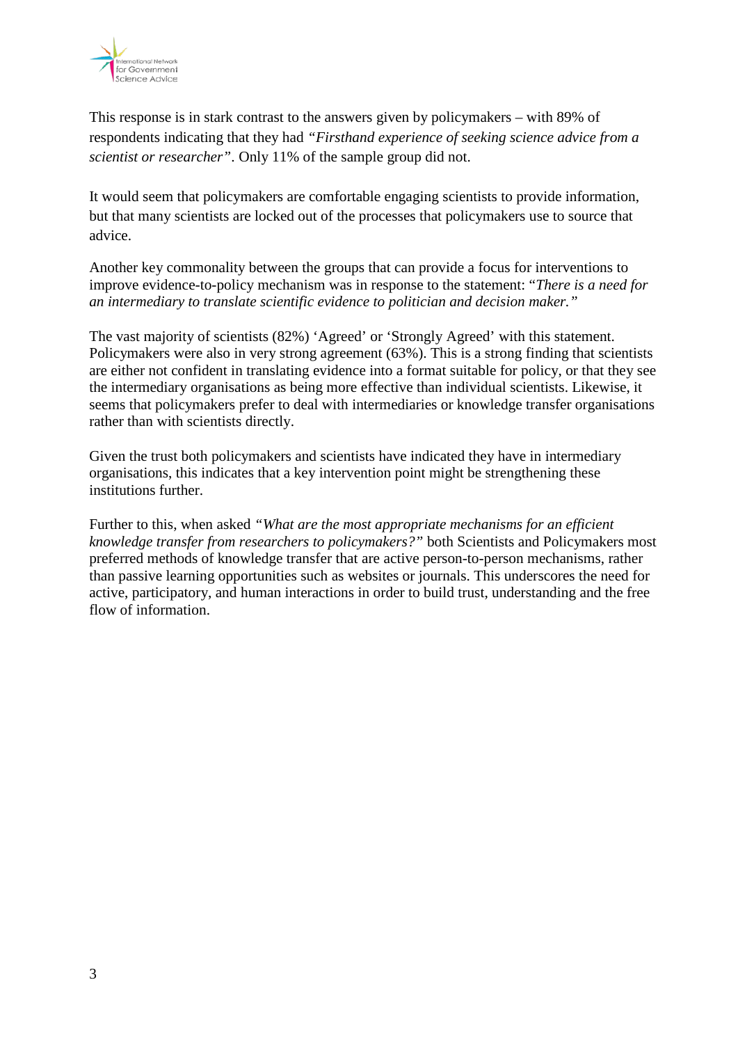This response is in stark contrast to the answers given by policymakers – with 89% of respondents indicating that they had *"Firsthand experience of seeking science advice from a scientist or researcher"*. Only 11% of the sample group did not.

It would seem that policymakers are comfortable engaging scientists to provide information, but that many scientists are locked out of the processes that policymakers use to source that advice.

Another key commonality between the groups that can provide a focus for interventions to improve evidence-to-policy mechanism was in response to the statement: "*There is a need for an intermediary to translate scientific evidence to politician and decision maker."*

The vast majority of scientists (82%) 'Agreed' or 'Strongly Agreed' with this statement. Policymakers were also in very strong agreement (63%). This is a strong finding that scientists are either not confident in translating evidence into a format suitable for policy, or that they see the intermediary organisations as being more effective than individual scientists. Likewise, it seems that policymakers prefer to deal with intermediaries or knowledge transfer organisations rather than with scientists directly.

Given the trust both policymakers and scientists have indicated they have in intermediary organisations, this indicates that a key intervention point might be strengthening these institutions further.

Further to this, when asked *"What are the most appropriate mechanisms for an efficient knowledge transfer from researchers to policymakers?"* both Scientists and Policymakers most preferred methods of knowledge transfer that are active person-to-person mechanisms, rather than passive learning opportunities such as websites or journals. This underscores the need for active, participatory, and human interactions in order to build trust, understanding and the free flow of information.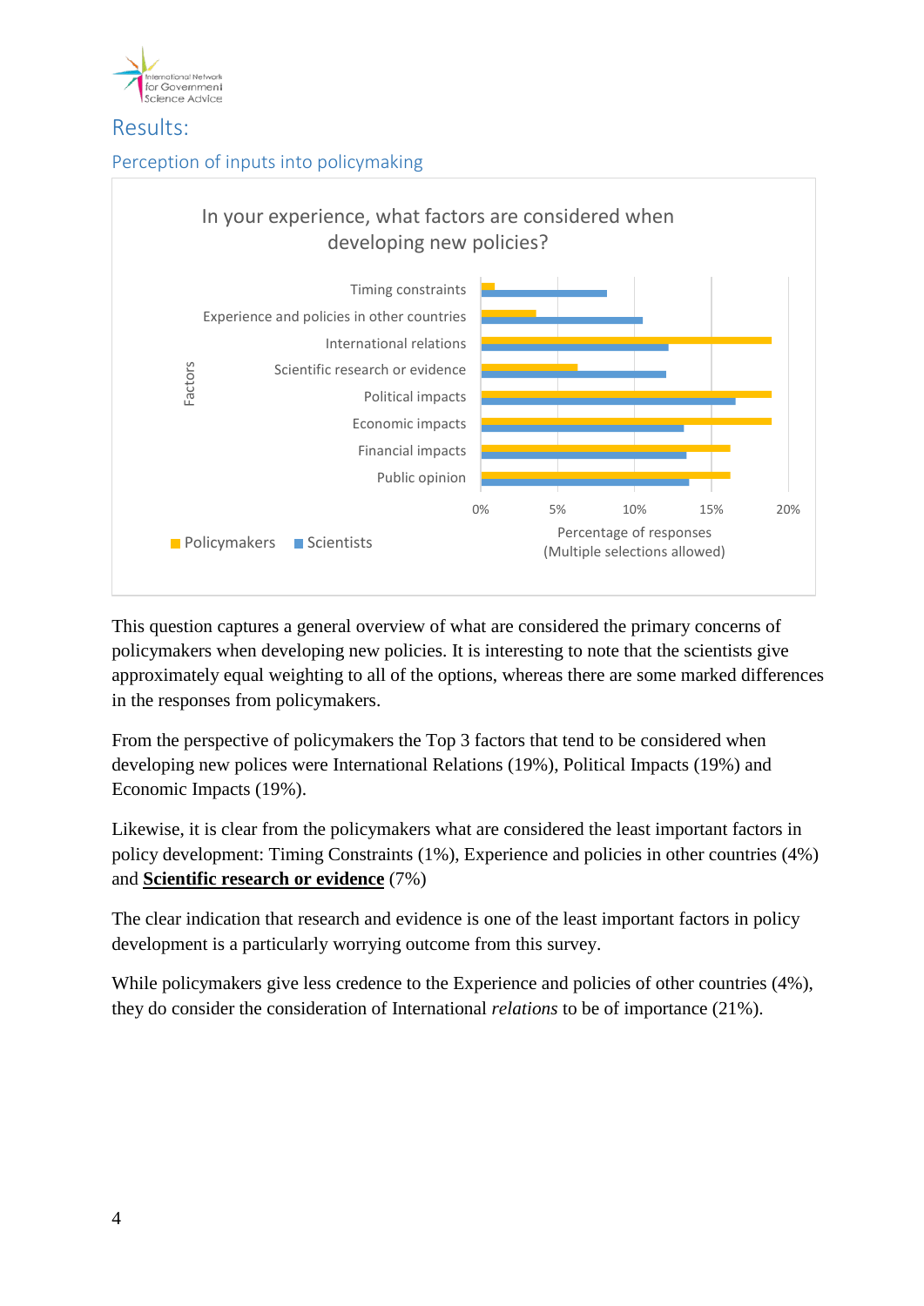# Results:

## Perception of inputs into policymaking

In your experience, what factors are considered when developing new policies?

This question captures a general overview of what are considered the primary concerns of policymakers when developing new policies. It is interesting to note that the scientists give approximately equal weighting to all of the options, whereas there are some marked differences in the responses from policymakers.

From the perspective of policymakers the Top 3 factors that tend to be considered when developing new polices were International Relations (19%), Political Impacts (19%) and Economic Impacts (19%).

Likewise, it is clear from the policymakers what are considered the least important factors in policy development: Timing Constraints (1%), Experience and policies in other countries (4%) and **Scientific research or evidence** (7%)

The clear indication that research and evidence is one of the least important factors in policy development is a particularly worrying outcome from this survey.

While policymakers give less credence to the Experience and policies of other countries (4%), they do consider the consideration of International *relations* to be of importance (21%).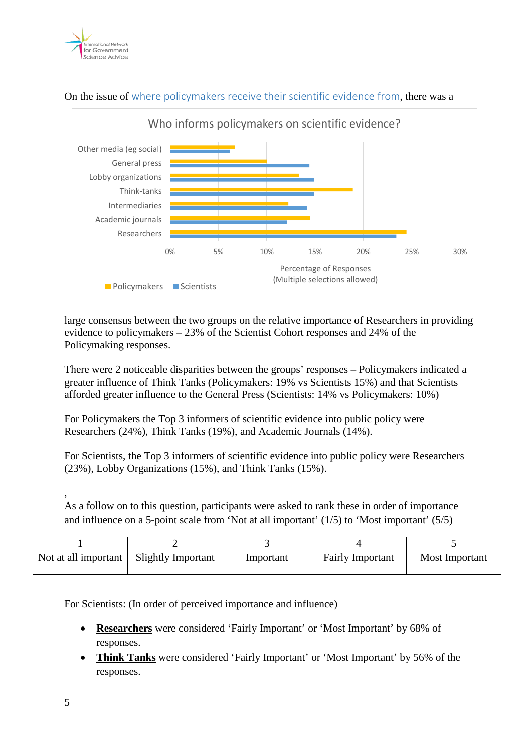On the issue of where policymakers receive their scientific evidence from, there was a

large consensus between the two groups on the relative importance of Researchers in providing evidence to policymakers – 23% of the Scientist Cohort responses and 24% of the Policymaking responses.

There were 2 noticeable disparities between the groups' responses – Policymakers indicated a greater influence of Think Tanks (Policymakers: 19% vs Scientists 15%) and that Scientists afforded greater influence to the General Press (Scientists: 14% vs Policymakers: 10%)

For Policymakers the Top 3 informers of scientific evidence into public policy were Researchers (24%), Think Tanks (19%), and Academic Journals (14%).

For Scientists, the Top 3 informers of scientific evidence into public policy were Researchers (23%), Lobby Organizations (15%), and Think Tanks (15%).

,

As a follow on to this question, participants were asked to rank these in order of importance and influence on a 5-point scale from 'Not at all important' (1/5) to 'Most important' (5/5)

| 1 | 2 | 3 | 4 | 5 |
|---|---|---|---|---|
| Not at all important | Slightly Important | Important | Fairly Important | Most Important |

For Scientists: (In order of perceived importance and influence)

- **Researchers** were considered 'Fairly Important' or 'Most Important' by 68% of responses.
- **Think Tanks** were considered 'Fairly Important' or 'Most Important' by 56% of the responses.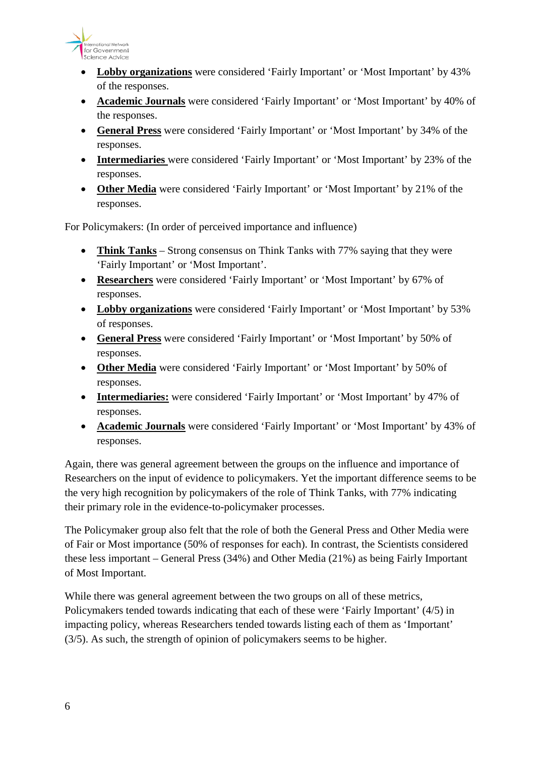- **Lobby organizations** were considered 'Fairly Important' or 'Most Important' by 43% of the responses.
- **Academic Journals** were considered 'Fairly Important' or 'Most Important' by 40% of the responses.
- **General Press** were considered 'Fairly Important' or 'Most Important' by 34% of the responses.
- **Intermediaries** were considered 'Fairly Important' or 'Most Important' by 23% of the responses.
- **Other Media** were considered 'Fairly Important' or 'Most Important' by 21% of the responses.

For Policymakers: (In order of perceived importance and influence)

- **Think Tanks** – Strong consensus on Think Tanks with 77% saying that they were 'Fairly Important' or 'Most Important'.
- **Researchers** were considered 'Fairly Important' or 'Most Important' by 67% of responses.
- **Lobby organizations** were considered 'Fairly Important' or 'Most Important' by 53% of responses.
- **General Press** were considered 'Fairly Important' or 'Most Important' by 50% of responses.
- **Other Media** were considered 'Fairly Important' or 'Most Important' by 50% of responses.
- **Intermediaries:** were considered 'Fairly Important' or 'Most Important' by 47% of responses.
- **Academic Journals** were considered 'Fairly Important' or 'Most Important' by 43% of responses.

Again, there was general agreement between the groups on the influence and importance of Researchers on the input of evidence to policymakers. Yet the important difference seems to be the very high recognition by policymakers of the role of Think Tanks, with 77% indicating their primary role in the evidence-to-policymaker processes.

The Policymaker group also felt that the role of both the General Press and Other Media were of Fair or Most importance (50% of responses for each). In contrast, the Scientists considered these less important – General Press (34%) and Other Media (21%) as being Fairly Important of Most Important.

While there was general agreement between the two groups on all of these metrics, Policymakers tended towards indicating that each of these were 'Fairly Important' (4/5) in impacting policy, whereas Researchers tended towards listing each of them as 'Important' (3/5). As such, the strength of opinion of policymakers seems to be higher.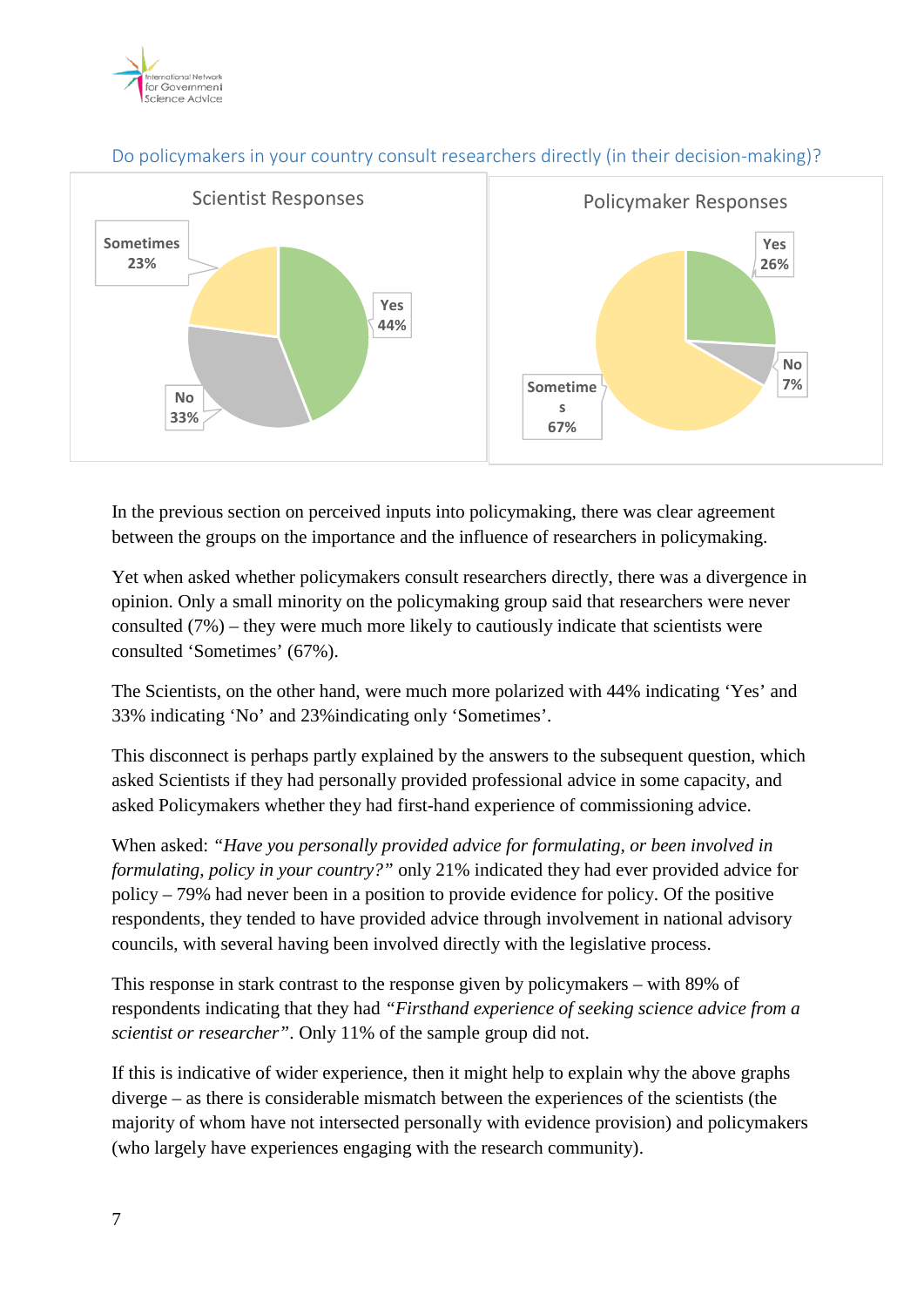Do policymakers in your country consult researchers directly (in their decision-making)?

Scientist Responses

Sometimes 23%

Yes 44%

No 33%

Policymaker Responses

Yes 26%

No 7%

Sometimes 67%

In the previous section on perceived inputs into policymaking, there was clear agreement between the groups on the importance and the influence of researchers in policymaking.

Yet when asked whether policymakers consult researchers directly, there was a divergence in opinion. Only a small minority on the policymaking group said that researchers were never consulted (7%) – they were much more likely to cautiously indicate that scientists were consulted 'Sometimes' (67%).

The Scientists, on the other hand, were much more polarized with 44% indicating 'Yes' and 33% indicating 'No' and 23%indicating only 'Sometimes'.

This disconnect is perhaps partly explained by the answers to the subsequent question, which asked Scientists if they had personally provided professional advice in some capacity, and asked Policymakers whether they had first-hand experience of commissioning advice.

When asked: *"Have you personally provided advice for formulating, or been involved in formulating, policy in your country?"* only 21% indicated they had ever provided advice for policy – 79% had never been in a position to provide evidence for policy. Of the positive respondents, they tended to have provided advice through involvement in national advisory councils, with several having been involved directly with the legislative process.

This response in stark contrast to the response given by policymakers – with 89% of respondents indicating that they had *"Firsthand experience of seeking science advice from a scientist or researcher"*. Only 11% of the sample group did not.

If this is indicative of wider experience, then it might help to explain why the above graphs diverge – as there is considerable mismatch between the experiences of the scientists (the majority of whom have not intersected personally with evidence provision) and policymakers (who largely have experiences engaging with the research community).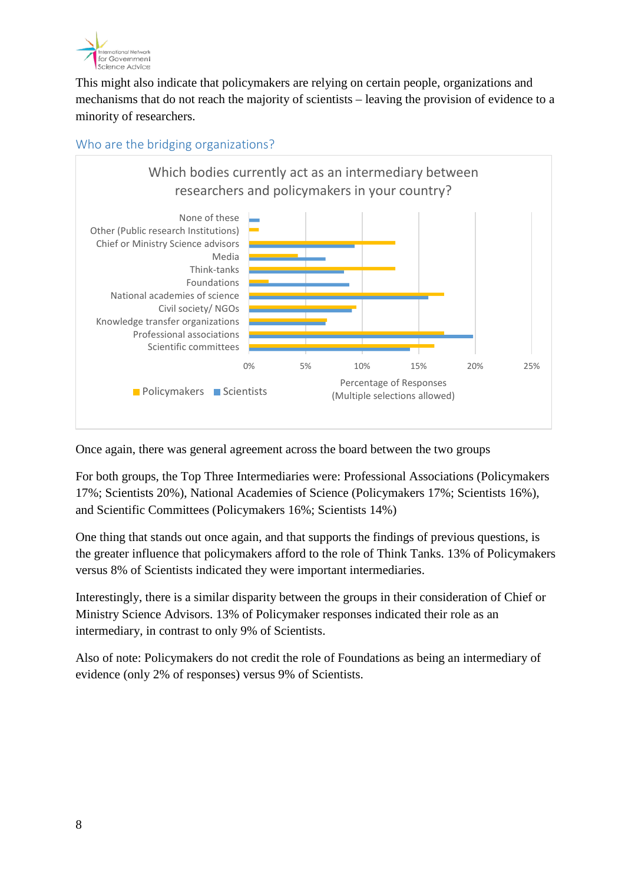This might also indicate that policymakers are relying on certain people, organizations and mechanisms that do not reach the majority of scientists – leaving the provision of evidence to a minority of researchers.

## Who are the bridging organizations?

Once again, there was general agreement across the board between the two groups

For both groups, the Top Three Intermediaries were: Professional Associations (Policymakers 17%; Scientists 20%), National Academies of Science (Policymakers 17%; Scientists 16%), and Scientific Committees (Policymakers 16%; Scientists 14%)

One thing that stands out once again, and that supports the findings of previous questions, is the greater influence that policymakers afford to the role of Think Tanks. 13% of Policymakers versus 8% of Scientists indicated they were important intermediaries.

Interestingly, there is a similar disparity between the groups in their consideration of Chief or Ministry Science Advisors. 13% of Policymaker responses indicated their role as an intermediary, in contrast to only 9% of Scientists.

Also of note: Policymakers do not credit the role of Foundations as being an intermediary of evidence (only 2% of responses) versus 9% of Scientists.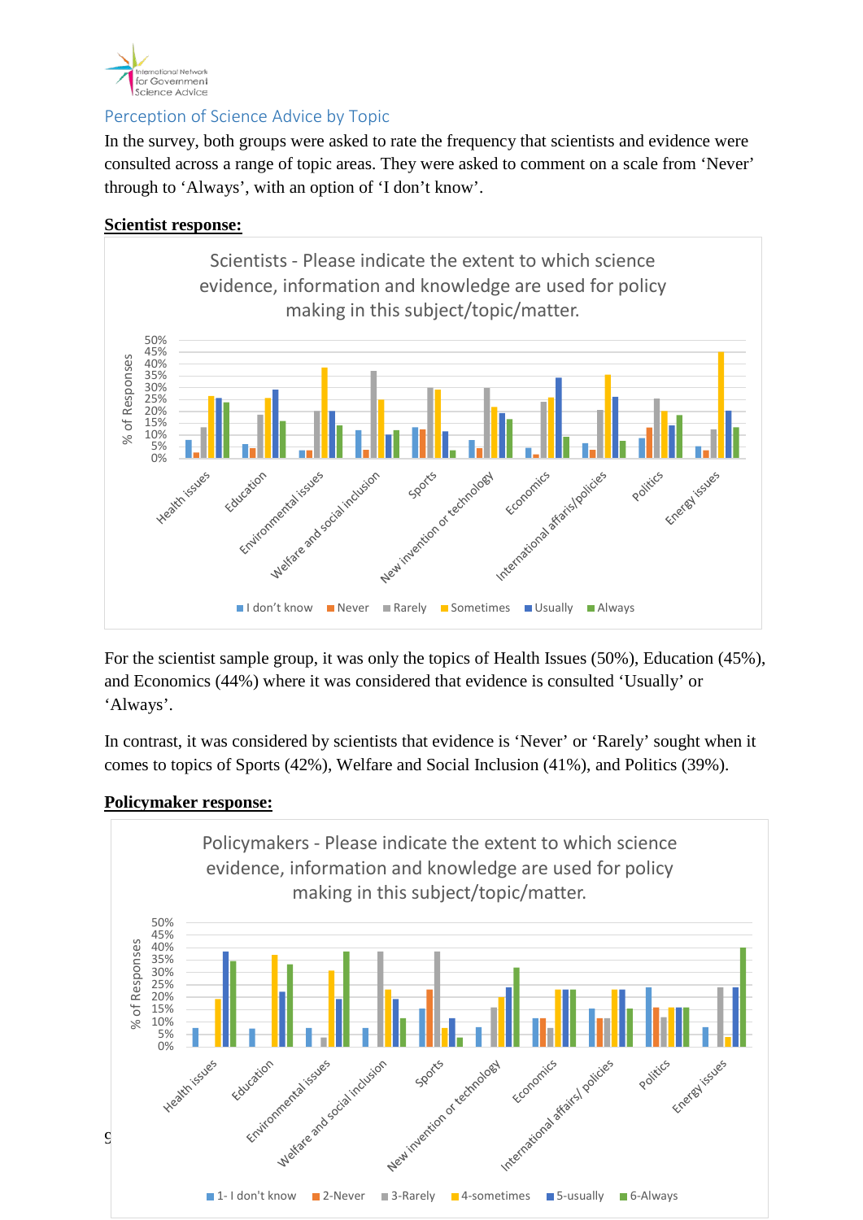## Perception of Science Advice by Topic

In the survey, both groups were asked to rate the frequency that scientists and evidence were consulted across a range of topic areas. They were asked to comment on a scale from 'Never' through to 'Always', with an option of 'I don't know'.

**Scientist response:**

Scientists - Please indicate the extent to which science evidence, information and knowledge are used for policy making in this subject/topic/matter.

For the scientist sample group, it was only the topics of Health Issues (50%), Education (45%), and Economics (44%) where it was considered that evidence is consulted 'Usually' or 'Always'.

In contrast, it was considered by scientists that evidence is 'Never' or 'Rarely' sought when it comes to topics of Sports (42%), Welfare and Social Inclusion (41%), and Politics (39%).

**Policymaker response:**

Policymakers - Please indicate the extent to which science evidence, information and knowledge are used for policy making in this subject/topic/matter.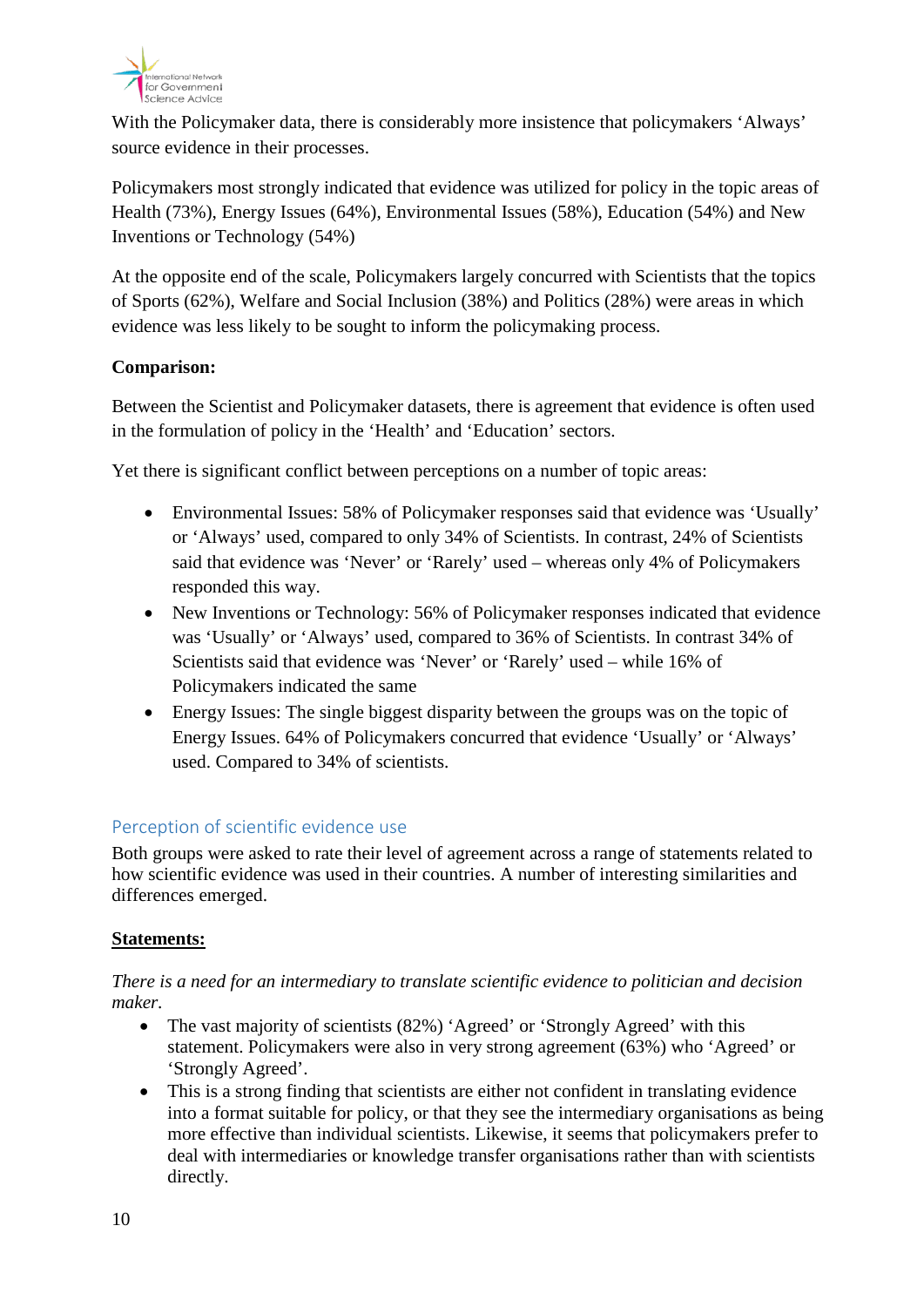With the Policymaker data, there is considerably more insistence that policymakers 'Always' source evidence in their processes.

Policymakers most strongly indicated that evidence was utilized for policy in the topic areas of Health (73%), Energy Issues (64%), Environmental Issues (58%), Education (54%) and New Inventions or Technology (54%)

At the opposite end of the scale, Policymakers largely concurred with Scientists that the topics of Sports (62%), Welfare and Social Inclusion (38%) and Politics (28%) were areas in which evidence was less likely to be sought to inform the policymaking process.

**Comparison:**

Between the Scientist and Policymaker datasets, there is agreement that evidence is often used in the formulation of policy in the 'Health' and 'Education' sectors.

Yet there is significant conflict between perceptions on a number of topic areas:

- Environmental Issues: 58% of Policymaker responses said that evidence was 'Usually' or 'Always' used, compared to only 34% of Scientists. In contrast, 24% of Scientists said that evidence was 'Never' or 'Rarely' used – whereas only 4% of Policymakers responded this way.
- New Inventions or Technology: 56% of Policymaker responses indicated that evidence was 'Usually' or 'Always' used, compared to 36% of Scientists. In contrast 34% of Scientists said that evidence was 'Never' or 'Rarely' used – while 16% of Policymakers indicated the same
- Energy Issues: The single biggest disparity between the groups was on the topic of Energy Issues. 64% of Policymakers concurred that evidence 'Usually' or 'Always' used. Compared to 34% of scientists.

## Perception of scientific evidence use

Both groups were asked to rate their level of agreement across a range of statements related to how scientific evidence was used in their countries. A number of interesting similarities and differences emerged.

**Statements:**

*There is a need for an intermediary to translate scientific evidence to politician and decision maker.*

- The vast majority of scientists (82%) 'Agreed' or 'Strongly Agreed' with this statement. Policymakers were also in very strong agreement (63%) who 'Agreed' or 'Strongly Agreed'.
- This is a strong finding that scientists are either not confident in translating evidence into a format suitable for policy, or that they see the intermediary organisations as being more effective than individual scientists. Likewise, it seems that policymakers prefer to deal with intermediaries or knowledge transfer organisations rather than with scientists directly.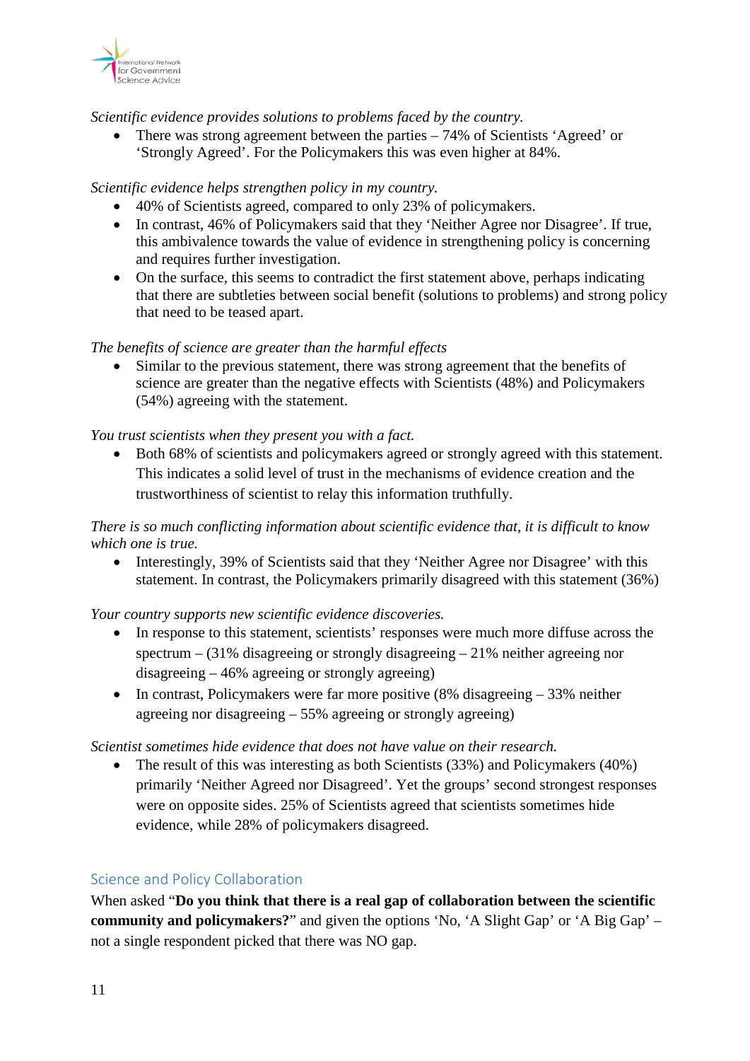*Scientific evidence provides solutions to problems faced by the country.*

- There was strong agreement between the parties – 74% of Scientists 'Agreed' or 'Strongly Agreed'. For the Policymakers this was even higher at 84%.

*Scientific evidence helps strengthen policy in my country.*

- 40% of Scientists agreed, compared to only 23% of policymakers.
- In contrast, 46% of Policymakers said that they 'Neither Agree nor Disagree'. If true, this ambivalence towards the value of evidence in strengthening policy is concerning and requires further investigation.
- On the surface, this seems to contradict the first statement above, perhaps indicating that there are subtleties between social benefit (solutions to problems) and strong policy that need to be teased apart.

*The benefits of science are greater than the harmful effects*

- Similar to the previous statement, there was strong agreement that the benefits of science are greater than the negative effects with Scientists (48%) and Policymakers (54%) agreeing with the statement.

*You trust scientists when they present you with a fact.*

- Both 68% of scientists and policymakers agreed or strongly agreed with this statement. This indicates a solid level of trust in the mechanisms of evidence creation and the trustworthiness of scientist to relay this information truthfully.

*There is so much conflicting information about scientific evidence that, it is difficult to know which one is true.*

- Interestingly, 39% of Scientists said that they 'Neither Agree nor Disagree' with this statement. In contrast, the Policymakers primarily disagreed with this statement (36%)

*Your country supports new scientific evidence discoveries.*

- In response to this statement, scientists' responses were much more diffuse across the spectrum – (31% disagreeing or strongly disagreeing – 21% neither agreeing nor disagreeing – 46% agreeing or strongly agreeing)
- In contrast, Policymakers were far more positive (8% disagreeing – 33% neither agreeing nor disagreeing – 55% agreeing or strongly agreeing)

*Scientist sometimes hide evidence that does not have value on their research.*

- The result of this was interesting as both Scientists (33%) and Policymakers (40%) primarily 'Neither Agreed nor Disagreed'. Yet the groups' second strongest responses were on opposite sides. 25% of Scientists agreed that scientists sometimes hide evidence, while 28% of policymakers disagreed.

## Science and Policy Collaboration

When asked "**Do you think that there is a real gap of collaboration between the scientific community and policymakers?**" and given the options 'No, 'A Slight Gap' or 'A Big Gap' – not a single respondent picked that there was NO gap.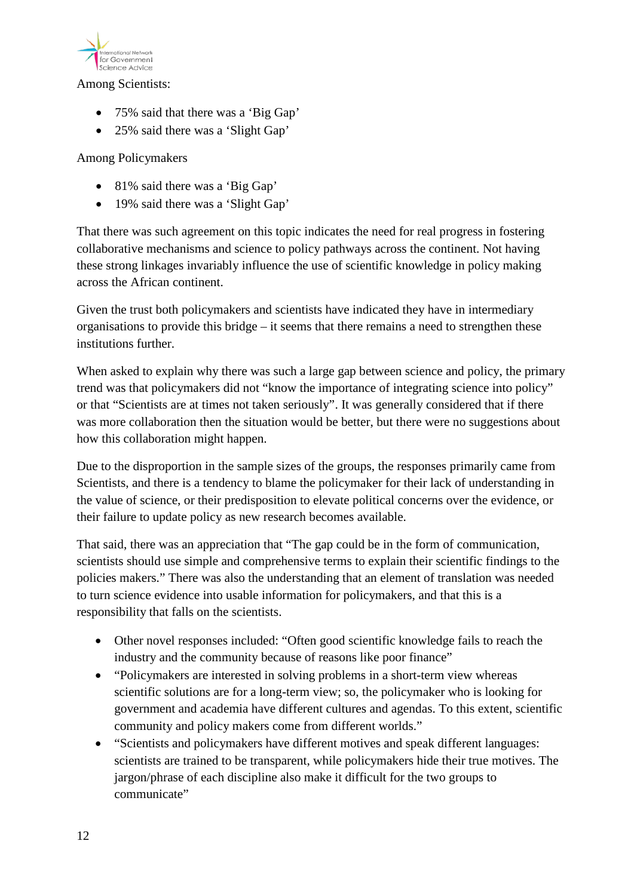Among Scientists:

- 75% said that there was a ‘Big Gap’
- 25% said there was a ‘Slight Gap’

Among Policymakers

- 81% said there was a ‘Big Gap’
- 19% said there was a ‘Slight Gap’

That there was such agreement on this topic indicates the need for real progress in fostering collaborative mechanisms and science to policy pathways across the continent. Not having these strong linkages invariably influence the use of scientific knowledge in policy making across the African continent.

Given the trust both policymakers and scientists have indicated they have in intermediary organisations to provide this bridge – it seems that there remains a need to strengthen these institutions further.

When asked to explain why there was such a large gap between science and policy, the primary trend was that policymakers did not “know the importance of integrating science into policy” or that “Scientists are at times not taken seriously”. It was generally considered that if there was more collaboration then the situation would be better, but there were no suggestions about how this collaboration might happen.

Due to the disproportion in the sample sizes of the groups, the responses primarily came from Scientists, and there is a tendency to blame the policymaker for their lack of understanding in the value of science, or their predisposition to elevate political concerns over the evidence, or their failure to update policy as new research becomes available.

That said, there was an appreciation that “The gap could be in the form of communication, scientists should use simple and comprehensive terms to explain their scientific findings to the policies makers.” There was also the understanding that an element of translation was needed to turn science evidence into usable information for policymakers, and that this is a responsibility that falls on the scientists.

- Other novel responses included: “Often good scientific knowledge fails to reach the industry and the community because of reasons like poor finance”
- “Policymakers are interested in solving problems in a short-term view whereas scientific solutions are for a long-term view; so, the policymaker who is looking for government and academia have different cultures and agendas. To this extent, scientific community and policy makers come from different worlds.”
- “Scientists and policymakers have different motives and speak different languages: scientists are trained to be transparent, while policymakers hide their true motives. The jargon/phrase of each discipline also make it difficult for the two groups to communicate”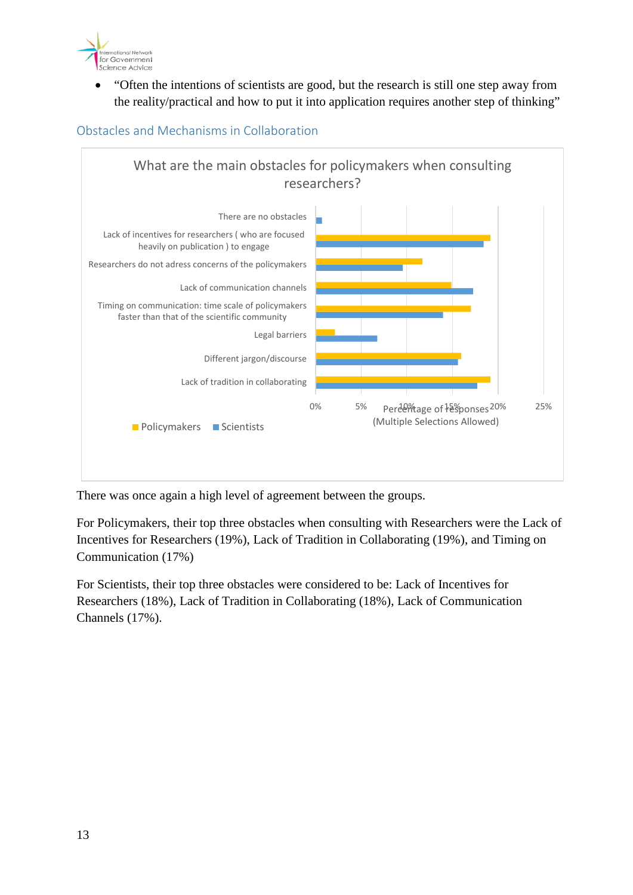- "Often the intentions of scientists are good, but the research is still one step away from the reality/practical and how to put it into application requires another step of thinking"

## Obstacles and Mechanisms in Collaboration

What are the main obstacles for policymakers when consulting researchers?

There are no obstacles

Lack of incentives for researchers ( who are focused heavily on publication ) to engage

Researchers do not adress concerns of the policymakers

Lack of communication channels

Timing on communication: time scale of policymakers faster than that of the scientific community

Legal barriers

Different jargon/discourse

Lack of tradition in collaborating

0% 5% 10% 15% 20% 25%

Percentage of responses (Multiple Selections Allowed)

Policymakers Scientists

There was once again a high level of agreement between the groups.

For Policymakers, their top three obstacles when consulting with Researchers were the Lack of Incentives for Researchers (19%), Lack of Tradition in Collaborating (19%), and Timing on Communication (17%)

For Scientists, their top three obstacles were considered to be: Lack of Incentives for Researchers (18%), Lack of Tradition in Collaborating (18%), Lack of Communication Channels (17%).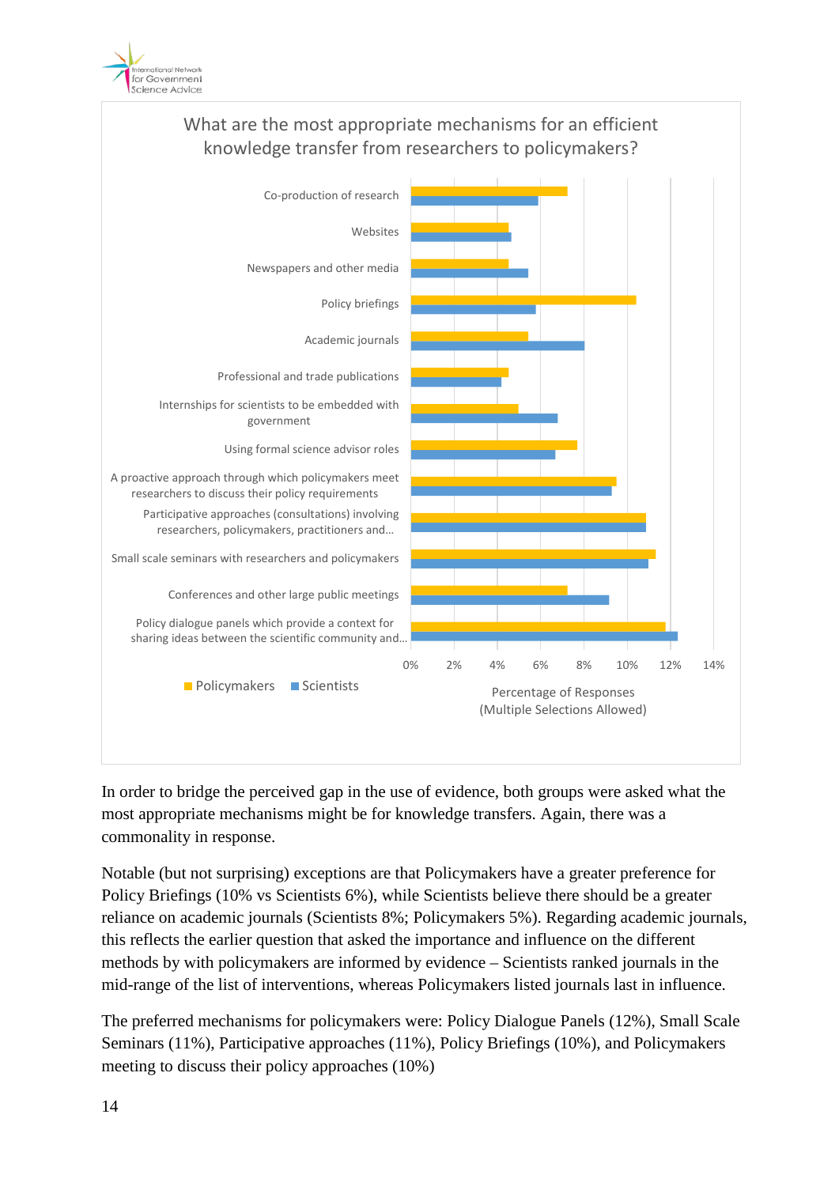What are the most appropriate mechanisms for an efficient knowledge transfer from researchers to policymakers?

Co-production of research
Websites
Newspapers and other media
Policy briefings
Academic journals
Professional and trade publications
Internships for scientists to be embedded with government
Using formal science advisor roles
A proactive approach through which policymakers meet researchers to discuss their policy requirements
Participative approaches (consultations) involving researchers, policymakers, practitioners and...
Small scale seminars with researchers and policymakers
Conferences and other large public meetings
Policy dialogue panels which provide a context for sharing ideas between the scientific community and...

0% 2% 4% 6% 8% 10% 12% 14%

Policymakers Scientists

Percentage of Responses
(Multiple Selections Allowed)

In order to bridge the perceived gap in the use of evidence, both groups were asked what the most appropriate mechanisms might be for knowledge transfers. Again, there was a commonality in response.

Notable (but not surprising) exceptions are that Policymakers have a greater preference for Policy Briefings (10% vs Scientists 6%), while Scientists believe there should be a greater reliance on academic journals (Scientists 8%; Policymakers 5%). Regarding academic journals, this reflects the earlier question that asked the importance and influence on the different methods by with policymakers are informed by evidence – Scientists ranked journals in the mid-range of the list of interventions, whereas Policymakers listed journals last in influence.

The preferred mechanisms for policymakers were: Policy Dialogue Panels (12%), Small Scale Seminars (11%), Participative approaches (11%), Policy Briefings (10%), and Policymakers meeting to discuss their policy approaches (10%)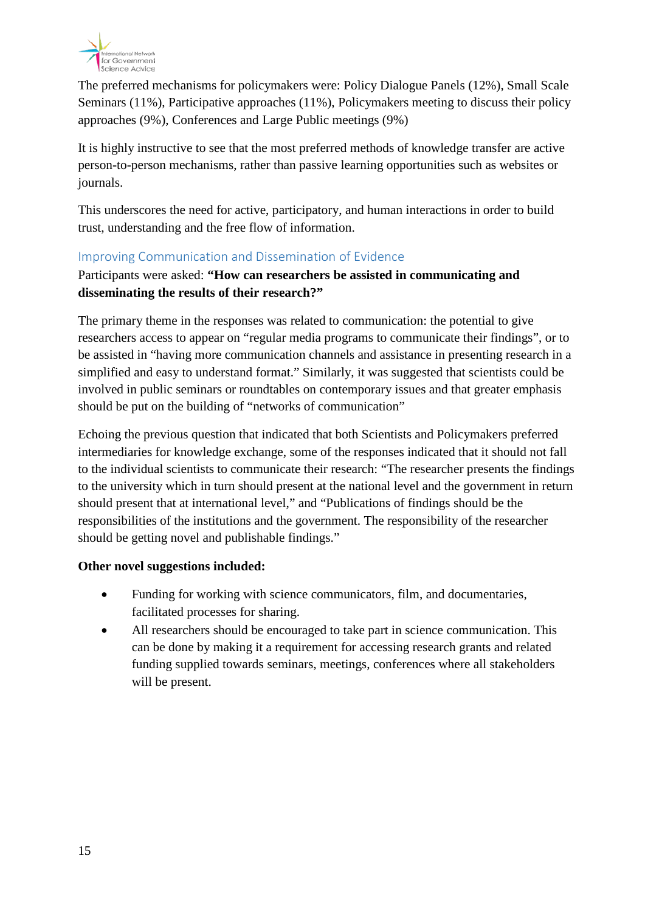The preferred mechanisms for policymakers were: Policy Dialogue Panels (12%), Small Scale Seminars (11%), Participative approaches (11%), Policymakers meeting to discuss their policy approaches (9%), Conferences and Large Public meetings (9%)

It is highly instructive to see that the most preferred methods of knowledge transfer are active person-to-person mechanisms, rather than passive learning opportunities such as websites or journals.

This underscores the need for active, participatory, and human interactions in order to build trust, understanding and the free flow of information.

## Improving Communication and Dissemination of Evidence

Participants were asked: **"How can researchers be assisted in communicating and disseminating the results of their research?"**

The primary theme in the responses was related to communication: the potential to give researchers access to appear on "regular media programs to communicate their findings", or to be assisted in "having more communication channels and assistance in presenting research in a simplified and easy to understand format." Similarly, it was suggested that scientists could be involved in public seminars or roundtables on contemporary issues and that greater emphasis should be put on the building of "networks of communication"

Echoing the previous question that indicated that both Scientists and Policymakers preferred intermediaries for knowledge exchange, some of the responses indicated that it should not fall to the individual scientists to communicate their research: "The researcher presents the findings to the university which in turn should present at the national level and the government in return should present that at international level," and "Publications of findings should be the responsibilities of the institutions and the government. The responsibility of the researcher should be getting novel and publishable findings."

**Other novel suggestions included:**

- Funding for working with science communicators, film, and documentaries, facilitated processes for sharing.
- All researchers should be encouraged to take part in science communication. This can be done by making it a requirement for accessing research grants and related funding supplied towards seminars, meetings, conferences where all stakeholders will be present.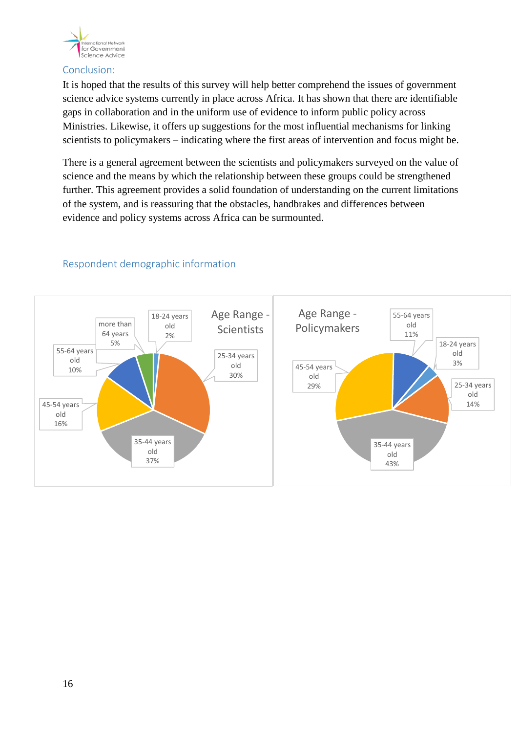## Conclusion:

It is hoped that the results of this survey will help better comprehend the issues of government science advice systems currently in place across Africa. It has shown that there are identifiable gaps in collaboration and in the uniform use of evidence to inform public policy across Ministries. Likewise, it offers up suggestions for the most influential mechanisms for linking scientists to policymakers – indicating where the first areas of intervention and focus might be.

There is a general agreement between the scientists and policymakers surveyed on the value of science and the means by which the relationship between these groups could be strengthened further. This agreement provides a solid foundation of understanding on the current limitations of the system, and is reassuring that the obstacles, handbrakes and differences between evidence and policy systems across Africa can be surmounted.

## Respondent demographic information

Age Range - Scientists

18-24 years old 2%
25-34 years old 30%
35-44 years old 37%
45-54 years old 16%
55-64 years old 10%
more than 64 years 5%

Age Range - Policymakers

55-64 years old 11%
18-24 years old 3%
25-34 years old 14%
35-44 years old 43%
45-54 years old 29%